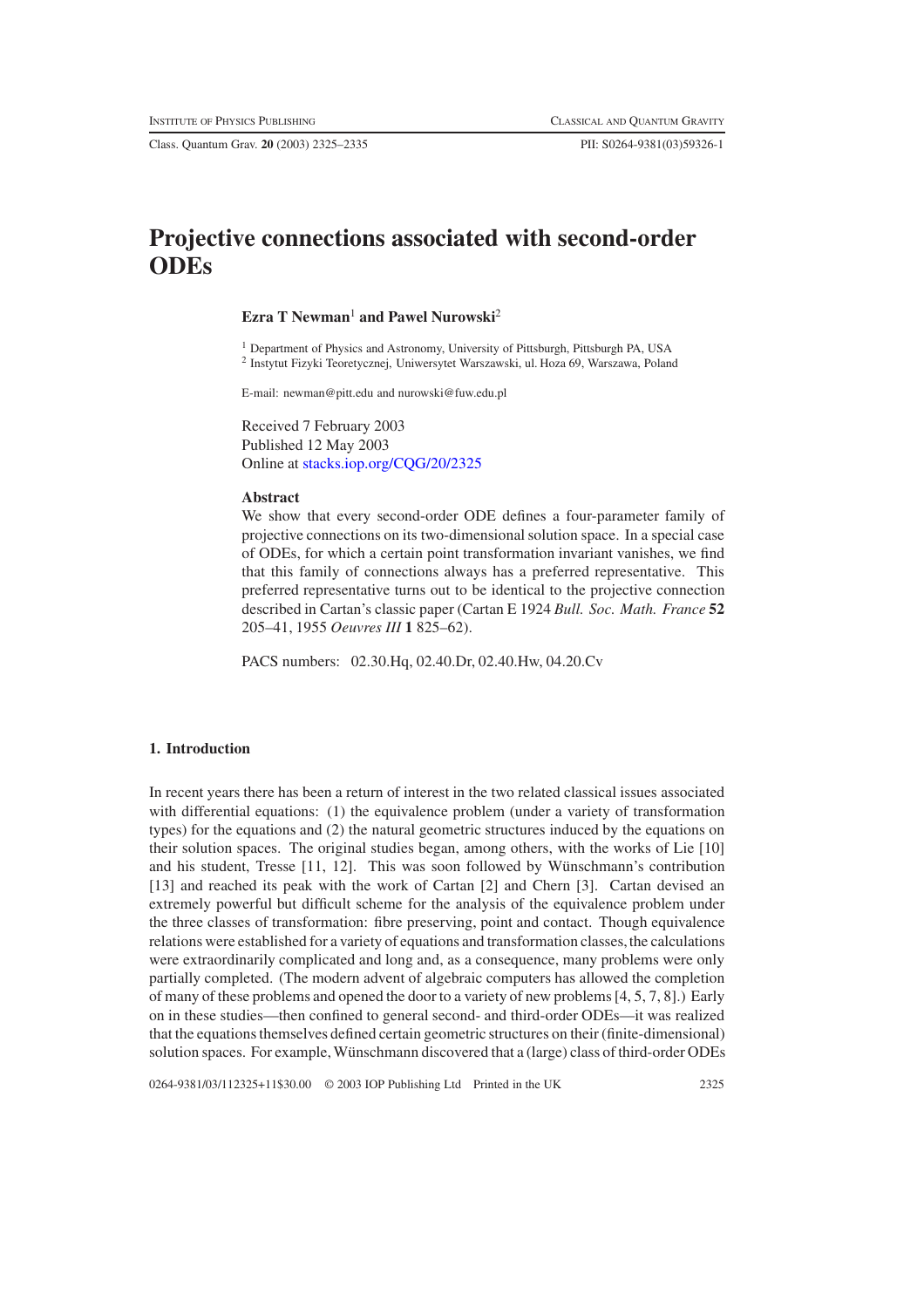# Projective connections associated with second-order ODEs

**Ezra T Newman**[1] **and Pawel Nurowski**[2]

[1] Department of Physics and Astronomy, University of Pittsburgh, Pittsburgh PA, USA
[2] Instytut Fizyki Teoretycznej, Uniwersytet Warszawski, ul. Hoza 69, Warszawa, Poland

E-mail: newman@pitt.edu and nurowski@fuw.edu.pl

Received 7 February 2003
Published 12 May 2003
Online at stacks.iop.org/CQG/20/2325

**Abstract**

We show that every second-order ODE defines a four-parameter family of projective connections on its two-dimensional solution space. In a special case of ODEs, for which a certain point transformation invariant vanishes, we find that this family of connections always has a preferred representative. This preferred representative turns out to be identical to the projective connection described in Cartan's classic paper (Cartan E 1924 *Bull. Soc. Math. France* **52** 205–41, 1955 *Oeuvres III* **1** 825–62).

PACS numbers: 02.30.Hq, 02.40.Dr, 02.40.Hw, 04.20.Cv

## 1. Introduction

In recent years there has been a return of interest in the two related classical issues associated with differential equations: (1) the equivalence problem (under a variety of transformation types) for the equations and (2) the natural geometric structures induced by the equations on their solution spaces. The original studies began, among others, with the works of Lie [10] and his student, Tresse [11, 12]. This was soon followed by Wünschmann's contribution [13] and reached its peak with the work of Cartan [2] and Chern [3]. Cartan devised an extremely powerful but difficult scheme for the analysis of the equivalence problem under the three classes of transformation: fibre preserving, point and contact. Though equivalence relations were established for a variety of equations and transformation classes, the calculations were extraordinarily complicated and long and, as a consequence, many problems were only partially completed. (The modern advent of algebraic computers has allowed the completion of many of these problems and opened the door to a variety of new problems [4, 5, 7, 8].) Early on in these studies—then confined to general second- and third-order ODEs—it was realized that the equations themselves defined certain geometric structures on their (finite-dimensional) solution spaces. For example, Wünschmann discovered that a (large) class of third-order ODEs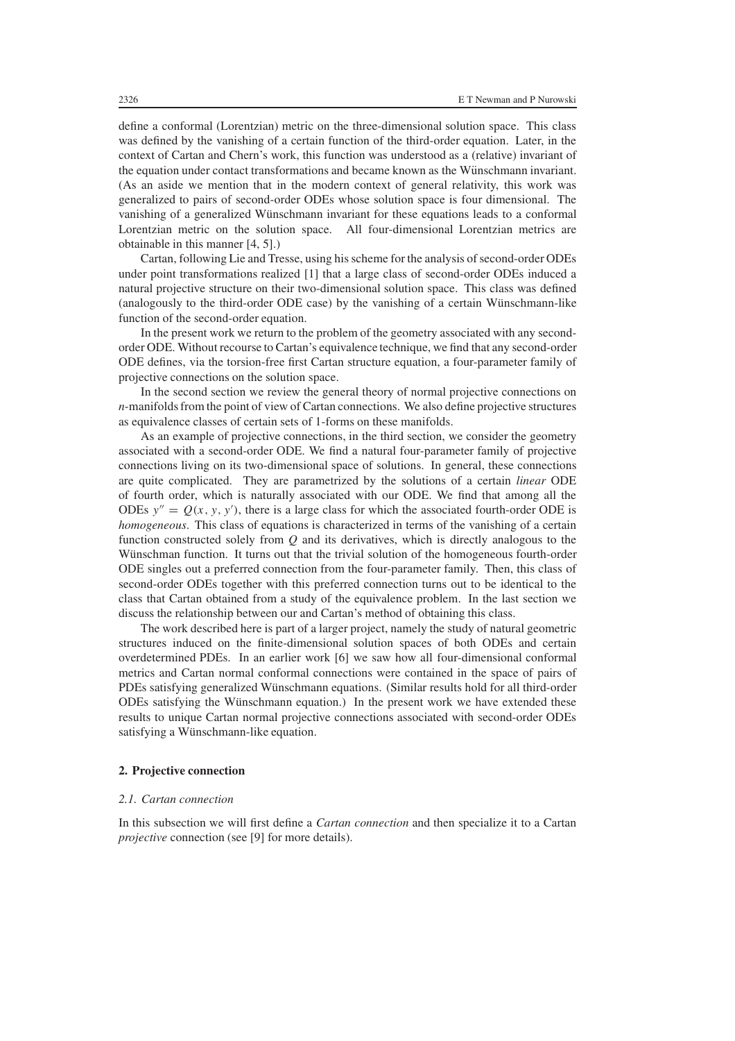define a conformal (Lorentzian) metric on the three-dimensional solution space. This class was defined by the vanishing of a certain function of the third-order equation. Later, in the context of Cartan and Chern's work, this function was understood as a (relative) invariant of the equation under contact transformations and became known as the Wünschmann invariant. (As an aside we mention that in the modern context of general relativity, this work was generalized to pairs of second-order ODEs whose solution space is four dimensional. The vanishing of a generalized Wünschmann invariant for these equations leads to a conformal Lorentzian metric on the solution space. All four-dimensional Lorentzian metrics are obtainable in this manner [4, 5].)

Cartan, following Lie and Tresse, using his scheme for the analysis of second-order ODEs under point transformations realized [1] that a large class of second-order ODEs induced a natural projective structure on their two-dimensional solution space. This class was defined (analogously to the third-order ODE case) by the vanishing of a certain Wünschmann-like function of the second-order equation.

In the present work we return to the problem of the geometry associated with any second-order ODE. Without recourse to Cartan's equivalence technique, we find that any second-order ODE defines, via the torsion-free first Cartan structure equation, a four-parameter family of projective connections on the solution space.

In the second section we review the general theory of normal projective connections on $n$-manifolds from the point of view of Cartan connections. We also define projective structures as equivalence classes of certain sets of 1-forms on these manifolds.

As an example of projective connections, in the third section, we consider the geometry associated with a second-order ODE. We find a natural four-parameter family of projective connections living on its two-dimensional space of solutions. In general, these connections are quite complicated. They are parametrized by the solutions of a certain *linear* ODE of fourth order, which is naturally associated with our ODE. We find that among all the ODEs $y'' = Q(x, y, y')$, there is a large class for which the associated fourth-order ODE is *homogeneous*. This class of equations is characterized in terms of the vanishing of a certain function constructed solely from $Q$ and its derivatives, which is directly analogous to the Wünschman function. It turns out that the trivial solution of the homogeneous fourth-order ODE singles out a preferred connection from the four-parameter family. Then, this class of second-order ODEs together with this preferred connection turns out to be identical to the class that Cartan obtained from a study of the equivalence problem. In the last section we discuss the relationship between our and Cartan's method of obtaining this class.

The work described here is part of a larger project, namely the study of natural geometric structures induced on the finite-dimensional solution spaces of both ODEs and certain overdetermined PDEs. In an earlier work [6] we saw how all four-dimensional conformal metrics and Cartan normal conformal connections were contained in the space of pairs of PDEs satisfying generalized Wünschmann equations. (Similar results hold for all third-order ODEs satisfying the Wünschmann equation.) In the present work we have extended these results to unique Cartan normal projective connections associated with second-order ODEs satisfying a Wünschmann-like equation.

## 2. Projective connection

### 2.1. Cartan connection

In this subsection we will first define a *Cartan connection* and then specialize it to a Cartan *projective* connection (see [9] for more details).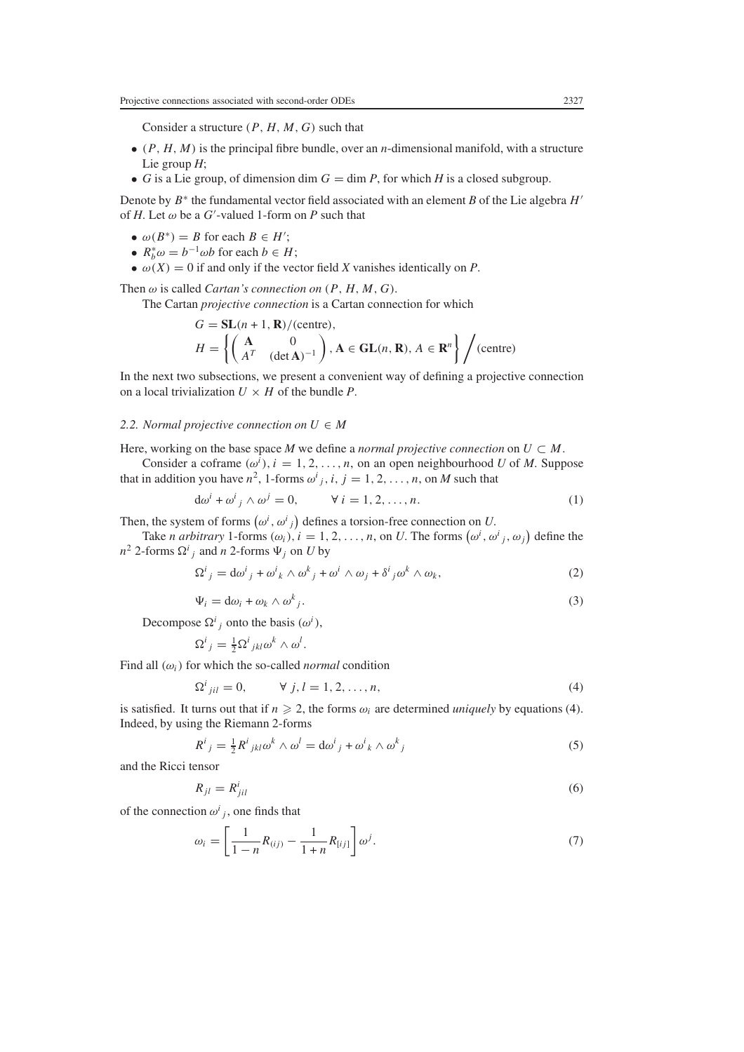Consider a structure $(P, H, M, G)$ such that

- $(P, H, M)$ is the principal fibre bundle, over an $n$-dimensional manifold, with a structure Lie group $H$;
- $G$ is a Lie group, of dimension $\dim G = \dim P$, for which $H$ is a closed subgroup.

Denote by $B^*$ the fundamental vector field associated with an element $B$ of the Lie algebra $H'$ of $H$. Let $\omega$ be a $G'$-valued 1-form on $P$ such that

- $\omega(B^*) = B$ for each $B \in H'$;
- $R_b^* \omega = b^{-1} \omega b$ for each $b \in H$;
- $\omega(X) = 0$ if and only if the vector field $X$ vanishes identically on $P$.

Then $\omega$ is called *Cartan's connection on* $(P, H, M, G)$.

The Cartan *projective connection* is a Cartan connection for which

$$G = \mathbf{SL}(n+1, \mathbf{R})/(\text{centre}),$$
$$H = \left\{ \begin{pmatrix} \mathbf{A} & 0 \\ A^T & (\det \mathbf{A})^{-1} \end{pmatrix}, \mathbf{A} \in \mathbf{GL}(n, \mathbf{R}), A \in \mathbf{R}^n \right\} \Big/ (\text{centre})$$

In the next two subsections, we present a convenient way of defining a projective connection on a local trivialization $U \times H$ of the bundle $P$.

### *2.2. Normal projective connection on* $U \in M$

Here, working on the base space $M$ we define a *normal projective connection* on $U \subset M$.

Consider a coframe $(\omega^i)$, $i = 1, 2, \ldots, n$, on an open neighbourhood $U$ of $M$. Suppose that in addition you have $n^2$, 1-forms $\omega^i{}_j$, $i, j = 1, 2, \ldots, n$, on $M$ such that

$$\mathrm{d}\omega^i + \omega^i{}_j \wedge \omega^j = 0, \qquad \forall\, i = 1, 2, \ldots, n. \tag{1}$$

Then, the system of forms $\left(\omega^i, \omega^i{}_j\right)$ defines a torsion-free connection on $U$.

Take $n$ *arbitrary* 1-forms $(\omega_i)$, $i = 1, 2, \ldots, n$, on $U$. The forms $\left(\omega^i, \omega^i{}_j, \omega_j\right)$ define the $n^2$ 2-forms $\Omega^i{}_j$ and $n$ 2-forms $\Psi_j$ on $U$ by

$$\Omega^i{}_j = \mathrm{d}\omega^i{}_j + \omega^i{}_k \wedge \omega^k{}_j + \omega^i \wedge \omega_j + \delta^i{}_j \omega^k \wedge \omega_k, \tag{2}$$

$$\Psi_i = \mathrm{d}\omega_i + \omega_k \wedge \omega^k{}_j. \tag{3}$$

Decompose $\Omega^i{}_j$ onto the basis $(\omega^i)$,

$$\Omega^i{}_j = \tfrac{1}{2} \Omega^i{}_{jkl} \omega^k \wedge \omega^l.$$

Find all $(\omega_i)$ for which the so-called *normal* condition

$$\Omega^i{}_{jil} = 0, \qquad \forall\, j, l = 1, 2, \ldots, n, \tag{4}$$

is satisfied. It turns out that if $n \geqslant 2$, the forms $\omega_i$ are determined *uniquely* by equations (4). Indeed, by using the Riemann 2-forms

$$R^i{}_j = \tfrac{1}{2} R^i{}_{jkl} \omega^k \wedge \omega^l = \mathrm{d}\omega^i{}_j + \omega^i{}_k \wedge \omega^k{}_j \tag{5}$$

and the Ricci tensor

$$R_{jl} = R^i_{jil} \tag{6}$$

of the connection $\omega^i{}_j$, one finds that

$$\omega_i = \left[ \frac{1}{1-n} R_{(ij)} - \frac{1}{1+n} R_{[ij]} \right] \omega^j. \tag{7}$$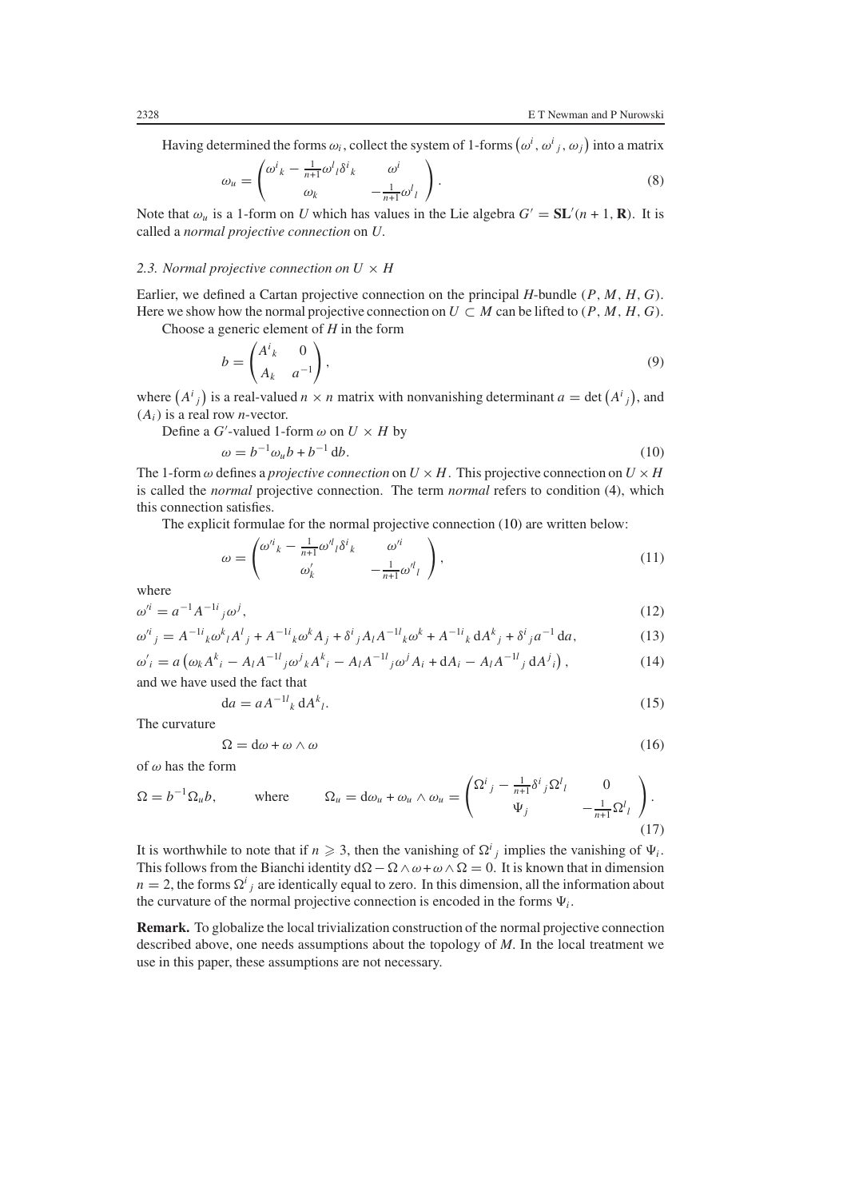Having determined the forms $\omega_i$, collect the system of 1-forms $(\omega^i, \omega^i{}_j, \omega_j)$ into a matrix

$$\omega_u = \begin{pmatrix} \omega^i{}_k - \frac{1}{n+1}\omega^l{}_l\delta^i{}_k & \omega^i \\ \omega_k & -\frac{1}{n+1}\omega^l{}_l \end{pmatrix}. \tag{8}$$

Note that $\omega_u$ is a 1-form on $U$ which has values in the Lie algebra $G' = \mathbf{SL}'(n+1, \mathbf{R})$. It is called a *normal projective connection* on $U$.

### 2.3. Normal projective connection on $U \times H$

Earlier, we defined a Cartan projective connection on the principal $H$-bundle $(P, M, H, G)$. Here we show how the normal projective connection on $U \subset M$ can be lifted to $(P, M, H, G)$.

Choose a generic element of $H$ in the form

$$b = \begin{pmatrix} A^i{}_k & 0 \\ A_k & a^{-1} \end{pmatrix}, \tag{9}$$

where $(A^i{}_j)$ is a real-valued $n \times n$ matrix with nonvanishing determinant $a = \det(A^i{}_j)$, and $(A_i)$ is a real row $n$-vector.

Define a $G'$-valued 1-form $\omega$ on $U \times H$ by

$$\omega = b^{-1}\omega_u b + b^{-1}\,\mathrm{d}b. \tag{10}$$

The 1-form $\omega$ defines a *projective connection* on $U \times H$. This projective connection on $U \times H$ is called the *normal* projective connection. The term *normal* refers to condition (4), which this connection satisfies.

The explicit formulae for the normal projective connection (10) are written below:

$$\omega = \begin{pmatrix} \omega'^i{}_k - \frac{1}{n+1}\omega'^l{}_l\delta^i{}_k & \omega'^i \\ \omega'_k & -\frac{1}{n+1}\omega'^l{}_l \end{pmatrix}, \tag{11}$$

where

$$\omega'^i = a^{-1}A^{-1i}{}_j\omega^j, \tag{12}$$

$$\omega'^i{}_j = A^{-1i}{}_k\omega^k{}_l A^l{}_j + A^{-1i}{}_k\omega^k A_j + \delta^i{}_j A_l A^{-1l}{}_k\omega^k + A^{-1i}{}_k\,\mathrm{d}A^k{}_j + \delta^i{}_j a^{-1}\,\mathrm{d}a, \tag{13}$$

$$\omega'_i = a\left(\omega_k A^k{}_i - A_l A^{-1l}{}_j\omega^j{}_k A^k{}_i - A_l A^{-1l}{}_j\omega^j A_i + \mathrm{d}A_i - A_l A^{-1l}{}_j\,\mathrm{d}A^j{}_i\right), \tag{14}$$

and we have used the fact that

$$\mathrm{d}a = aA^{-1l}{}_k\,\mathrm{d}A^k{}_l. \tag{15}$$

The curvature

$$\Omega = \mathrm{d}\omega + \omega \wedge \omega \tag{16}$$

of $\omega$ has the form

$$\Omega = b^{-1}\Omega_u b, \qquad \text{where} \qquad \Omega_u = \mathrm{d}\omega_u + \omega_u \wedge \omega_u = \begin{pmatrix} \Omega^i{}_j - \frac{1}{n+1}\delta^i{}_j\Omega^l{}_l & 0 \\ \Psi_j & -\frac{1}{n+1}\Omega^l{}_l \end{pmatrix}. \tag{17}$$

It is worthwhile to note that if $n \geqslant 3$, then the vanishing of $\Omega^i{}_j$ implies the vanishing of $\Psi_i$. This follows from the Bianchi identity $\mathrm{d}\Omega - \Omega \wedge \omega + \omega \wedge \Omega = 0$. It is known that in dimension $n = 2$, the forms $\Omega^i{}_j$ are identically equal to zero. In this dimension, all the information about the curvature of the normal projective connection is encoded in the forms $\Psi_i$.

**Remark.** To globalize the local trivialization construction of the normal projective connection described above, one needs assumptions about the topology of $M$. In the local treatment we use in this paper, these assumptions are not necessary.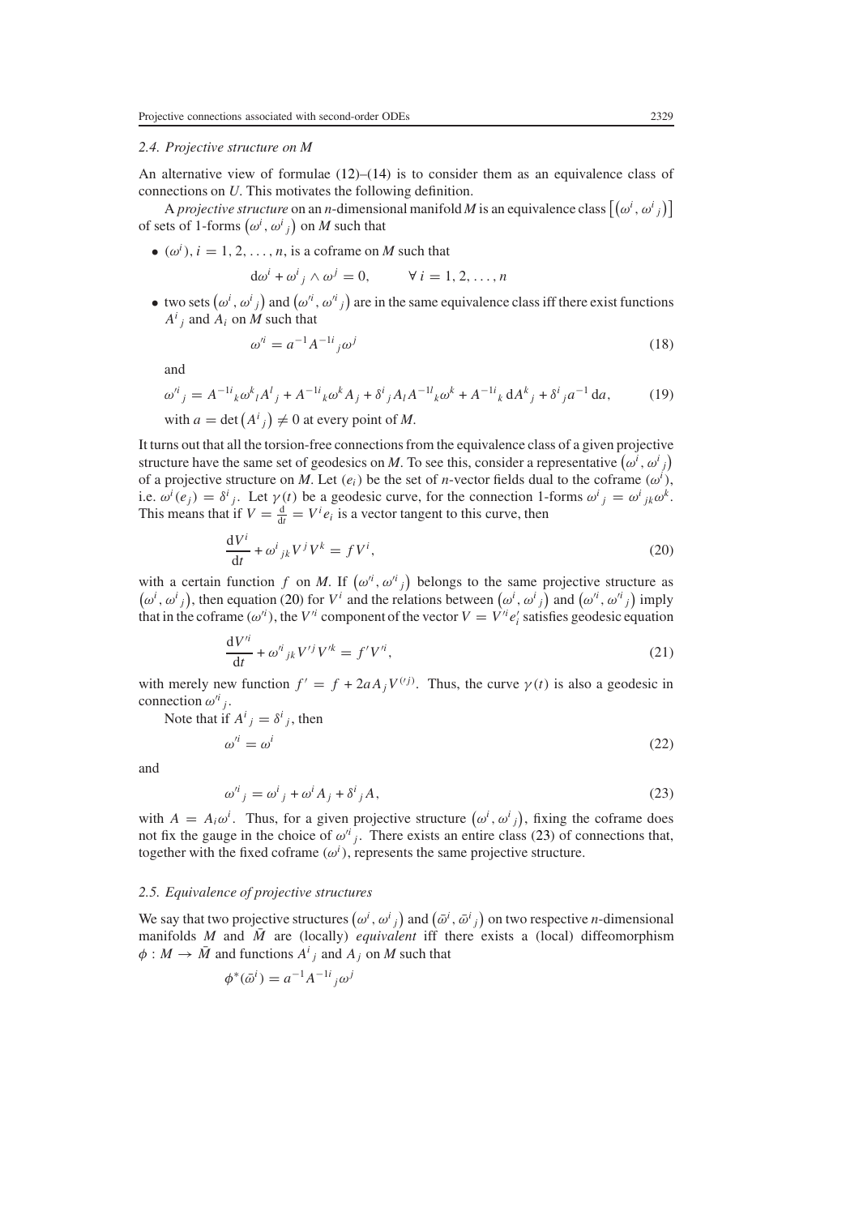### 2.4. Projective structure on *M*

An alternative view of formulae (12)–(14) is to consider them as an equivalence class of connections on *U*. This motivates the following definition.

A *projective structure* on an $n$-dimensional manifold $M$ is an equivalence class $\left[\left(\omega^i, \omega^i{}_j\right)\right]$ of sets of 1-forms $\left(\omega^i, \omega^i{}_j\right)$ on $M$ such that

- $(\omega^i)$, $i = 1, 2, \ldots, n$, is a coframe on $M$ such that

$$\mathrm{d}\omega^i + \omega^i{}_j \wedge \omega^j = 0, \qquad \forall\, i = 1, 2, \ldots, n$$

- two sets $\left(\omega^i, \omega^i{}_j\right)$ and $\left(\omega'^i, \omega'^i{}_j\right)$ are in the same equivalence class iff there exist functions $A^i{}_j$ and $A_i$ on $M$ such that

$$\omega'^i = a^{-1} A^{-1i}{}_j \omega^j \tag{18}$$

and

$$\omega'^i{}_j = A^{-1i}{}_k \omega^k{}_l A^l{}_j + A^{-1i}{}_k \omega^k A_j + \delta^i{}_j A_l A^{-1l}{}_k \omega^k + A^{-1i}{}_k \,\mathrm{d}A^k{}_j + \delta^i{}_j a^{-1}\,\mathrm{d}a, \tag{19}$$

with $a = \det\left(A^i{}_j\right) \neq 0$ at every point of $M$.

It turns out that all the torsion-free connections from the equivalence class of a given projective structure have the same set of geodesics on $M$. To see this, consider a representative $\left(\omega^i, \omega^i{}_j\right)$ of a projective structure on $M$. Let $(e_i)$ be the set of $n$-vector fields dual to the coframe $(\omega^i)$, i.e. $\omega^i(e_j) = \delta^i{}_j$. Let $\gamma(t)$ be a geodesic curve, for the connection 1-forms $\omega^i{}_j = \omega^i{}_{jk}\omega^k$. This means that if $V = \frac{\mathrm{d}}{\mathrm{d}t} = V^i e_i$ is a vector tangent to this curve, then

$$\frac{\mathrm{d}V^i}{\mathrm{d}t} + \omega^i{}_{jk} V^j V^k = f V^i, \tag{20}$$

with a certain function $f$ on $M$. If $\left(\omega'^i, \omega'^i{}_j\right)$ belongs to the same projective structure as $\left(\omega^i, \omega^i{}_j\right)$, then equation (20) for $V^i$ and the relations between $\left(\omega^i, \omega^i{}_j\right)$ and $\left(\omega'^i, \omega'^i{}_j\right)$ imply that in the coframe $(\omega'^i)$, the $V'^i$ component of the vector $V = V'^i e'_i$ satisfies geodesic equation

$$\frac{\mathrm{d}V'^i}{\mathrm{d}t} + \omega'^i{}_{jk} V'^j V'^k = f' V'^i, \tag{21}$$

with merely new function $f' = f + 2aA_j V^{\prime j}$. Thus, the curve $\gamma(t)$ is also a geodesic in connection $\omega'^i{}_j$.

Note that if $A^i{}_j = \delta^i{}_j$, then

$$\omega'^i = \omega^i \tag{22}$$

and

$$\omega'^i{}_j = \omega^i{}_j + \omega^i A_j + \delta^i{}_j A, \tag{23}$$

with $A = A_i \omega^i$. Thus, for a given projective structure $\left(\omega^i, \omega^i{}_j\right)$, fixing the coframe does not fix the gauge in the choice of $\omega'^i{}_j$. There exists an entire class (23) of connections that, together with the fixed coframe $(\omega^i)$, represents the same projective structure.

### 2.5. Equivalence of projective structures

We say that two projective structures $\left(\omega^i, \omega^i{}_j\right)$ and $\left(\bar\omega^i, \bar\omega^i{}_j\right)$ on two respective $n$-dimensional manifolds $M$ and $\bar M$ are (locally) *equivalent* iff there exists a (local) diffeomorphism $\phi : M \to \bar M$ and functions $A^i{}_j$ and $A_j$ on $M$ such that

$$\phi^*(\bar\omega^i) = a^{-1} A^{-1i}{}_j \omega^j$$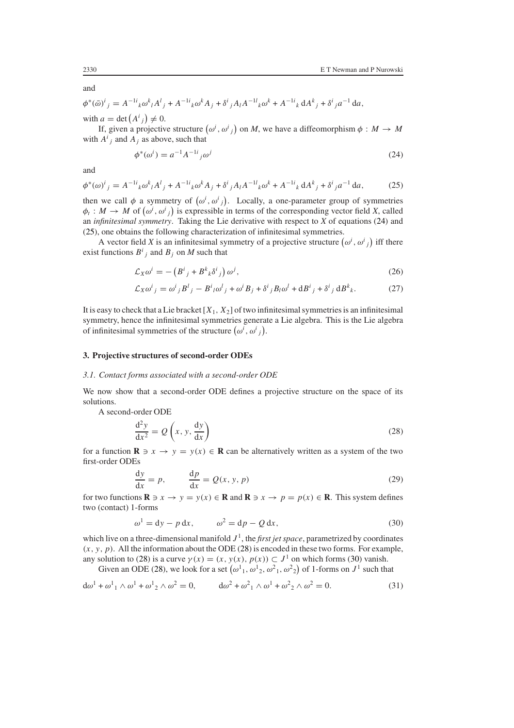and

$$\phi^*(\bar{\omega})^i{}_j = A^{-1i}{}_k \omega^k{}_l A^l{}_j + A^{-1i}{}_k \omega^k A_j + \delta^i{}_j A_l A^{-1l}{}_k \omega^k + A^{-1i}{}_k \, \mathrm{d}A^k{}_j + \delta^i{}_j a^{-1} \, \mathrm{d}a,$$

with $a = \det\left(A^i{}_j\right) \neq 0$.

If, given a projective structure $\left(\omega^i, \omega^i{}_j\right)$ on $M$, we have a diffeomorphism $\phi : M \to M$ with $A^i{}_j$ and $A_j$ as above, such that

$$\phi^*(\omega^i) = a^{-1} A^{-1i}{}_j \omega^j \tag{24}$$

and

$$\phi^*(\omega)^i{}_j = A^{-1i}{}_k \omega^k{}_l A^l{}_j + A^{-1i}{}_k \omega^k A_j + \delta^i{}_j A_l A^{-1l}{}_k \omega^k + A^{-1i}{}_k \, \mathrm{d}A^k{}_j + \delta^i{}_j a^{-1} \, \mathrm{d}a, \tag{25}$$

then we call $\phi$ a symmetry of $\left(\omega^i, \omega^i{}_j\right)$. Locally, a one-parameter group of symmetries $\phi_t : M \to M$ of $\left(\omega^i, \omega^i{}_j\right)$ is expressible in terms of the corresponding vector field $X$, called an *infinitesimal symmetry*. Taking the Lie derivative with respect to $X$ of equations (24) and (25), one obtains the following characterization of infinitesimal symmetries.

A vector field $X$ is an infinitesimal symmetry of a projective structure $\left(\omega^i, \omega^i{}_j\right)$ iff there exist functions $B^i{}_j$ and $B_j$ on $M$ such that

$$\mathcal{L}_X \omega^i = -\left(B^i{}_j + B^k{}_k \delta^i{}_j\right) \omega^j, \tag{26}$$

$$\mathcal{L}_X \omega^i{}_j = \omega^i{}_j B^l{}_j - B^i{}_l \omega^l{}_j + \omega^i B_j + \delta^i{}_j B_l \omega^l + \mathrm{d}B^i{}_j + \delta^i{}_j \, \mathrm{d}B^k{}_k. \tag{27}$$

It is easy to check that a Lie bracket $[X_1, X_2]$ of two infinitesimal symmetries is an infinitesimal symmetry, hence the infinitesimal symmetries generate a Lie algebra. This is the Lie algebra of infinitesimal symmetries of the structure $\left(\omega^i, \omega^i{}_j\right)$.

## 3. Projective structures of second-order ODEs

### *3.1. Contact forms associated with a second-order ODE*

We now show that a second-order ODE defines a projective structure on the space of its solutions.

A second-order ODE

$$\frac{\mathrm{d}^2 y}{\mathrm{d}x^2} = Q\left(x, y, \frac{\mathrm{d}y}{\mathrm{d}x}\right) \tag{28}$$

for a function $\mathbf{R} \ni x \to y = y(x) \in \mathbf{R}$ can be alternatively written as a system of the two first-order ODEs

$$\frac{\mathrm{d}y}{\mathrm{d}x} = p, \qquad \frac{\mathrm{d}p}{\mathrm{d}x} = Q(x, y, p) \tag{29}$$

for two functions $\mathbf{R} \ni x \to y = y(x) \in \mathbf{R}$ and $\mathbf{R} \ni x \to p = p(x) \in \mathbf{R}$. This system defines two (contact) 1-forms

$$\omega^1 = \mathrm{d}y - p \, \mathrm{d}x, \qquad \omega^2 = \mathrm{d}p - Q \, \mathrm{d}x, \tag{30}$$

which live on a three-dimensional manifold $J^1$, the *first jet space*, parametrized by coordinates $(x, y, p)$. All the information about the ODE (28) is encoded in these two forms. For example, any solution to (28) is a curve $\gamma(x) = (x, y(x), p(x)) \subset J^1$ on which forms (30) vanish.

Given an ODE (28), we look for a set $\left(\omega^1{}_1, \omega^1{}_2, \omega^2{}_1, \omega^2{}_2\right)$ of 1-forms on $J^1$ such that

$$\mathrm{d}\omega^1 + \omega^1{}_1 \wedge \omega^1 + \omega^1{}_2 \wedge \omega^2 = 0, \qquad \mathrm{d}\omega^2 + \omega^2{}_1 \wedge \omega^1 + \omega^2{}_2 \wedge \omega^2 = 0. \tag{31}$$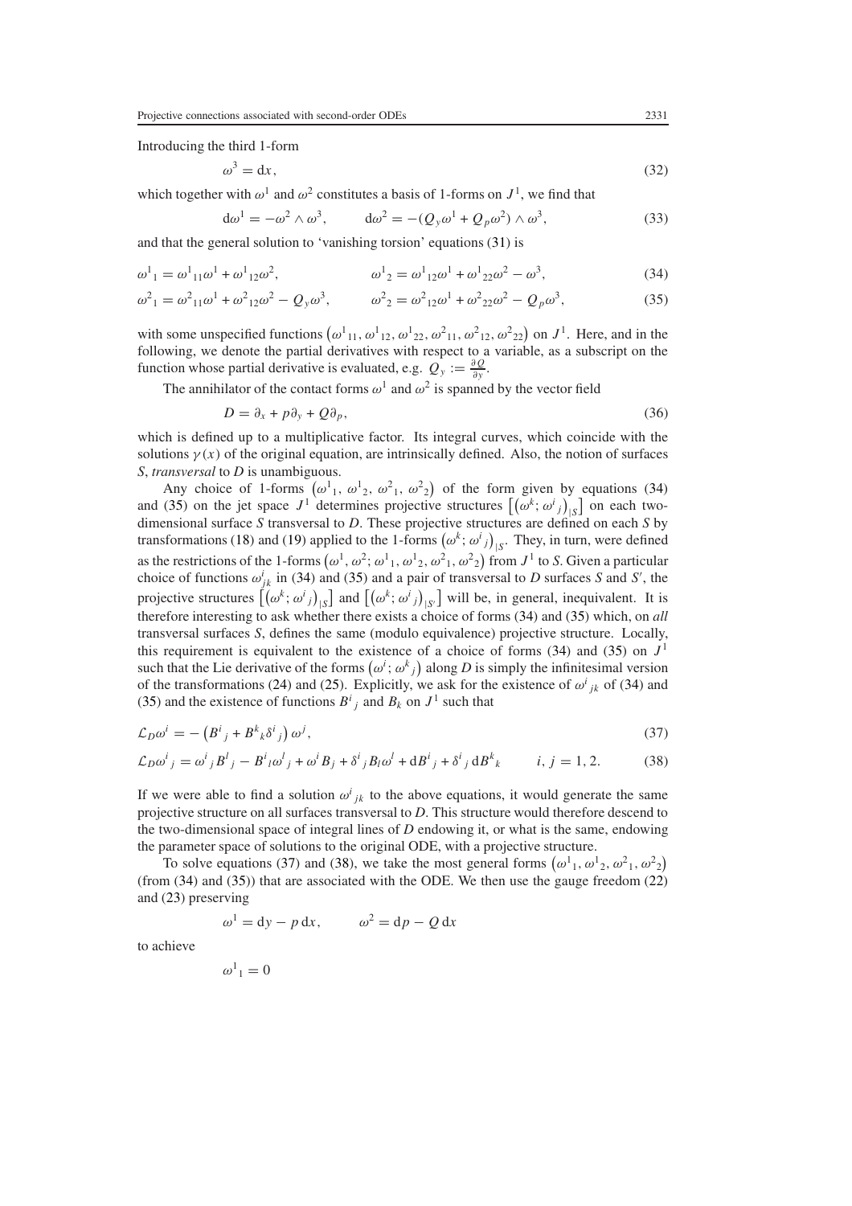Introducing the third 1-form

$$\omega^3 = \mathrm{d}x, \tag{32}$$

which together with $\omega^1$ and $\omega^2$ constitutes a basis of 1-forms on $J^1$, we find that

$$\mathrm{d}\omega^1 = -\omega^2 \wedge \omega^3, \qquad \mathrm{d}\omega^2 = -(Q_y\omega^1 + Q_p\omega^2) \wedge \omega^3, \tag{33}$$

and that the general solution to 'vanishing torsion' equations (31) is

$$\omega^1{}_1 = \omega^1{}_{11}\omega^1 + \omega^1{}_{12}\omega^2, \qquad \omega^1{}_2 = \omega^1{}_{12}\omega^1 + \omega^1{}_{22}\omega^2 - \omega^3, \tag{34}$$

$$\omega^2{}_1 = \omega^2{}_{11}\omega^1 + \omega^2{}_{12}\omega^2 - Q_y\omega^3, \qquad \omega^2{}_2 = \omega^2{}_{12}\omega^1 + \omega^2{}_{22}\omega^2 - Q_p\omega^3, \tag{35}$$

with some unspecified functions $\left(\omega^1{}_{11}, \omega^1{}_{12}, \omega^1{}_{22}, \omega^2{}_{11}, \omega^2{}_{12}, \omega^2{}_{22}\right)$ on $J^1$. Here, and in the following, we denote the partial derivatives with respect to a variable, as a subscript on the function whose partial derivative is evaluated, e.g. $Q_y := \frac{\partial Q}{\partial y}$.

The annihilator of the contact forms $\omega^1$ and $\omega^2$ is spanned by the vector field

$$D = \partial_x + p\partial_y + Q\partial_p, \tag{36}$$

which is defined up to a multiplicative factor. Its integral curves, which coincide with the solutions $\gamma(x)$ of the original equation, are intrinsically defined. Also, the notion of surfaces $S$, *transversal* to $D$ is unambiguous.

Any choice of 1-forms $\left(\omega^1{}_1, \omega^1{}_2, \omega^2{}_1, \omega^2{}_2\right)$ of the form given by equations (34) and (35) on the jet space $J^1$ determines projective structures $\left[\left(\omega^k; \omega^i{}_j\right)_{|S}\right]$ on each two-dimensional surface $S$ transversal to $D$. These projective structures are defined on each $S$ by transformations (18) and (19) applied to the 1-forms $\left(\omega^k; \omega^i{}_j\right)_{|S}$. They, in turn, were defined as the restrictions of the 1-forms $\left(\omega^1, \omega^2; \omega^1{}_1, \omega^1{}_2, \omega^2{}_1, \omega^2{}_2\right)$ from $J^1$ to $S$. Given a particular choice of functions $\omega^i_{jk}$ in (34) and (35) and a pair of transversal to $D$ surfaces $S$ and $S'$, the projective structures $\left[\left(\omega^k; \omega^i{}_j\right)_{|S}\right]$ and $\left[\left(\omega^k; \omega^i{}_j\right)_{|S'}\right]$ will be, in general, inequivalent. It is therefore interesting to ask whether there exists a choice of forms (34) and (35) which, on *all* transversal surfaces $S$, defines the same (modulo equivalence) projective structure. Locally, this requirement is equivalent to the existence of a choice of forms (34) and (35) on $J^1$ such that the Lie derivative of the forms $\left(\omega^i; \omega^k{}_j\right)$ along $D$ is simply the infinitesimal version of the transformations (24) and (25). Explicitly, we ask for the existence of $\omega^i{}_{jk}$ of (34) and (35) and the existence of functions $B^i{}_j$ and $B_k$ on $J^1$ such that

$$\mathcal{L}_D\omega^i = -\left(B^i{}_j + B^k{}_k\delta^i{}_j\right)\omega^j, \tag{37}$$

$$\mathcal{L}_D\omega^i{}_j = \omega^i{}_j B^l{}_j - B^i{}_l\omega^l{}_j + \omega^i B_j + \delta^i{}_j B_l\omega^l + \mathrm{d}B^i{}_j + \delta^i{}_j\,\mathrm{d}B^k{}_k \qquad i, j = 1, 2. \tag{38}$$

If we were able to find a solution $\omega^i{}_{jk}$ to the above equations, it would generate the same projective structure on all surfaces transversal to $D$. This structure would therefore descend to the two-dimensional space of integral lines of $D$ endowing it, or what is the same, endowing the parameter space of solutions to the original ODE, with a projective structure.

To solve equations (37) and (38), we take the most general forms $\left(\omega^1{}_1, \omega^1{}_2, \omega^2{}_1, \omega^2{}_2\right)$ (from (34) and (35)) that are associated with the ODE. We then use the gauge freedom (22) and (23) preserving

$$\omega^1 = \mathrm{d}y - p\,\mathrm{d}x, \qquad \omega^2 = \mathrm{d}p - Q\,\mathrm{d}x$$

to achieve

$$\omega^1{}_1 = 0$$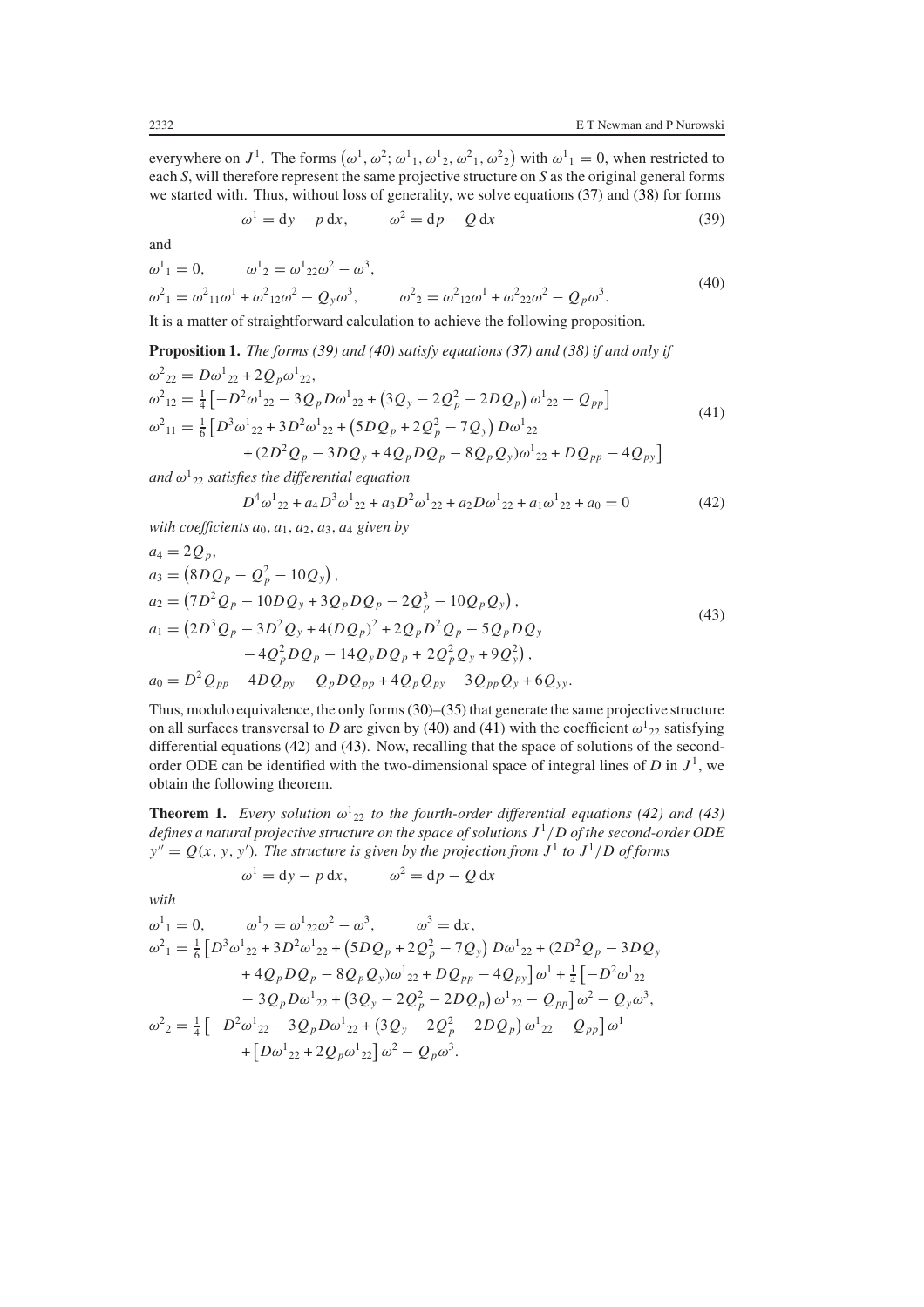everywhere on $J^1$. The forms $(\omega^1, \omega^2; \omega^1{}_1, \omega^1{}_2, \omega^2{}_1, \omega^2{}_2)$ with $\omega^1{}_1 = 0$, when restricted to each *S*, will therefore represent the same projective structure on *S* as the original general forms we started with. Thus, without loss of generality, we solve equations (37) and (38) for forms

$$\omega^1 = \mathrm{d}y - p\,\mathrm{d}x, \qquad \omega^2 = \mathrm{d}p - Q\,\mathrm{d}x \tag{39}$$

and

$$\begin{aligned}
&\omega^1{}_1 = 0, \qquad \omega^1{}_2 = \omega^1{}_{22}\omega^2 - \omega^3, \\
&\omega^2{}_1 = \omega^2{}_{11}\omega^1 + \omega^2{}_{12}\omega^2 - Q_y\omega^3, \qquad \omega^2{}_2 = \omega^2{}_{12}\omega^1 + \omega^2{}_{22}\omega^2 - Q_p\omega^3.
\end{aligned} \tag{40}$$

It is a matter of straightforward calculation to achieve the following proposition.

**Proposition 1.** *The forms (39) and (40) satisfy equations (37) and (38) if and only if*

$$\begin{aligned}
\omega^2{}_{22} &= D\omega^1{}_{22} + 2Q_p\omega^1{}_{22}, \\
\omega^2{}_{12} &= \tfrac{1}{4}\left[-D^2\omega^1{}_{22} - 3Q_pD\omega^1{}_{22} + \left(3Q_y - 2Q_p^2 - 2DQ_p\right)\omega^1{}_{22} - Q_{pp}\right] \\
\omega^2{}_{11} &= \tfrac{1}{6}\left[D^3\omega^1{}_{22} + 3D^2\omega^1{}_{22} + \left(5DQ_p + 2Q_p^2 - 7Q_y\right)D\omega^1{}_{22}\right. \\
&\quad \left. + (2D^2Q_p - 3DQ_y + 4Q_pDQ_p - 8Q_pQ_y)\omega^1{}_{22} + DQ_{pp} - 4Q_{py}\right]
\end{aligned} \tag{41}$$

*and $\omega^1{}_{22}$ satisfies the differential equation*

$$D^4\omega^1{}_{22} + a_4D^3\omega^1{}_{22} + a_3D^2\omega^1{}_{22} + a_2D\omega^1{}_{22} + a_1\omega^1{}_{22} + a_0 = 0 \tag{42}$$

*with coefficients $a_0, a_1, a_2, a_3, a_4$ given by*

$$\begin{aligned}
a_4 &= 2Q_p, \\
a_3 &= \left(8DQ_p - Q_p^2 - 10Q_y\right), \\
a_2 &= \left(7D^2Q_p - 10DQ_y + 3Q_pDQ_p - 2Q_p^3 - 10Q_pQ_y\right), \\
a_1 &= \left(2D^3Q_p - 3D^2Q_y + 4(DQ_p)^2 + 2Q_pD^2Q_p - 5Q_pDQ_y\right. \\
&\quad \left. - 4Q_p^2DQ_p - 14Q_yDQ_p + 2Q_p^2Q_y + 9Q_y^2\right), \\
a_0 &= D^2Q_{pp} - 4DQ_{py} - Q_pDQ_{pp} + 4Q_pQ_{py} - 3Q_{pp}Q_y + 6Q_{yy}.
\end{aligned} \tag{43}$$

Thus, modulo equivalence, the only forms (30)–(35) that generate the same projective structure on all surfaces transversal to *D* are given by (40) and (41) with the coefficient $\omega^1{}_{22}$ satisfying differential equations (42) and (43). Now, recalling that the space of solutions of the second-order ODE can be identified with the two-dimensional space of integral lines of *D* in $J^1$, we obtain the following theorem.

**Theorem 1.** *Every solution $\omega^1{}_{22}$ to the fourth-order differential equations (42) and (43) defines a natural projective structure on the space of solutions $J^1/D$ of the second-order ODE $y'' = Q(x, y, y')$. The structure is given by the projection from $J^1$ to $J^1/D$ of forms*

$$\omega^1 = \mathrm{d}y - p\,\mathrm{d}x, \qquad \omega^2 = \mathrm{d}p - Q\,\mathrm{d}x$$

*with*

$$\begin{aligned}
&\omega^1{}_1 = 0, \qquad \omega^1{}_2 = \omega^1{}_{22}\omega^2 - \omega^3, \qquad \omega^3 = \mathrm{d}x, \\
&\omega^2{}_1 = \tfrac{1}{6}\left[D^3\omega^1{}_{22} + 3D^2\omega^1{}_{22} + \left(5DQ_p + 2Q_p^2 - 7Q_y\right)D\omega^1{}_{22} + (2D^2Q_p - 3DQ_y\right. \\
&\qquad \left. + 4Q_pDQ_p - 8Q_pQ_y)\omega^1{}_{22} + DQ_{pp} - 4Q_{py}\right]\omega^1 + \tfrac{1}{4}\left[-D^2\omega^1{}_{22}\right. \\
&\qquad \left. - 3Q_pD\omega^1{}_{22} + \left(3Q_y - 2Q_p^2 - 2DQ_p\right)\omega^1{}_{22} - Q_{pp}\right]\omega^2 - Q_y\omega^3, \\
&\omega^2{}_2 = \tfrac{1}{4}\left[-D^2\omega^1{}_{22} - 3Q_pD\omega^1{}_{22} + \left(3Q_y - 2Q_p^2 - 2DQ_p\right)\omega^1{}_{22} - Q_{pp}\right]\omega^1 \\
&\qquad + \left[D\omega^1{}_{22} + 2Q_p\omega^1{}_{22}\right]\omega^2 - Q_p\omega^3.
\end{aligned}$$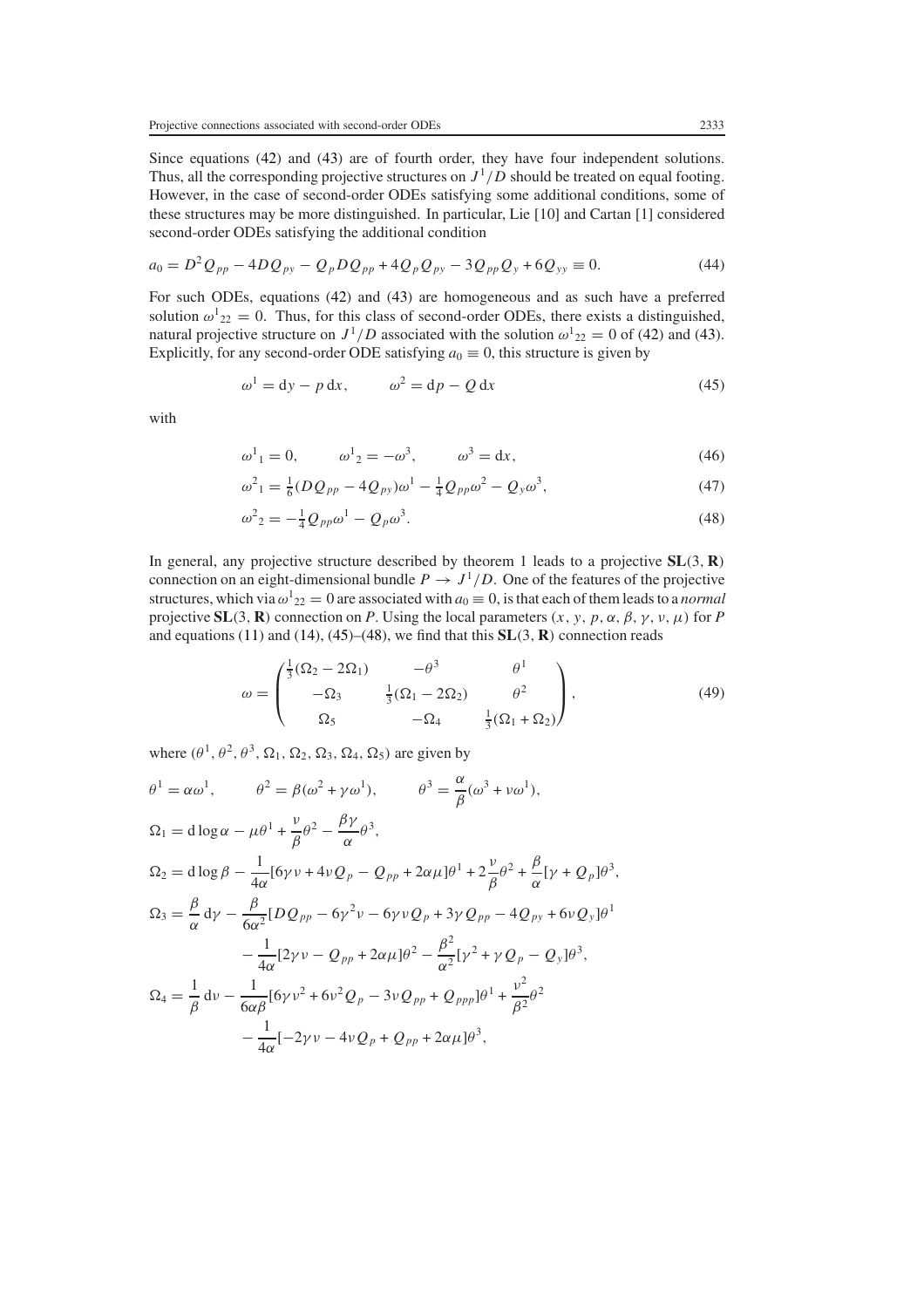Since equations (42) and (43) are of fourth order, they have four independent solutions. Thus, all the corresponding projective structures on $J^1/D$ should be treated on equal footing. However, in the case of second-order ODEs satisfying some additional conditions, some of these structures may be more distinguished. In particular, Lie [10] and Cartan [1] considered second-order ODEs satisfying the additional condition

$$a_0 = D^2 Q_{pp} - 4DQ_{py} - Q_p DQ_{pp} + 4Q_p Q_{py} - 3Q_{pp}Q_y + 6Q_{yy} \equiv 0. \tag{44}$$

For such ODEs, equations (42) and (43) are homogeneous and as such have a preferred solution $\omega^1{}_{22} = 0$. Thus, for this class of second-order ODEs, there exists a distinguished, natural projective structure on $J^1/D$ associated with the solution $\omega^1{}_{22} = 0$ of (42) and (43). Explicitly, for any second-order ODE satisfying $a_0 \equiv 0$, this structure is given by

$$\omega^1 = \mathrm{d}y - p\,\mathrm{d}x, \qquad \omega^2 = \mathrm{d}p - Q\,\mathrm{d}x \tag{45}$$

with

$$\omega^1{}_1 = 0, \qquad \omega^1{}_2 = -\omega^3, \qquad \omega^3 = \mathrm{d}x, \tag{46}$$

$$\omega^2{}_1 = \tfrac{1}{6}(DQ_{pp} - 4Q_{py})\omega^1 - \tfrac{1}{4}Q_{pp}\omega^2 - Q_y\omega^3, \tag{47}$$

$$\omega^2{}_2 = -\tfrac{1}{4}Q_{pp}\omega^1 - Q_p\omega^3. \tag{48}$$

In general, any projective structure described by theorem 1 leads to a projective $\mathbf{SL}(3, \mathbf{R})$ connection on an eight-dimensional bundle $P \to J^1/D$. One of the features of the projective structures, which via $\omega^1{}_{22} = 0$ are associated with $a_0 \equiv 0$, is that each of them leads to a *normal* projective $\mathbf{SL}(3, \mathbf{R})$ connection on $P$. Using the local parameters $(x, y, p, \alpha, \beta, \gamma, \nu, \mu)$ for $P$ and equations (11) and (14), (45)–(48), we find that this $\mathbf{SL}(3, \mathbf{R})$ connection reads

$$\omega = \begin{pmatrix} \frac{1}{3}(\Omega_2 - 2\Omega_1) & -\theta^3 & \theta^1 \\ -\Omega_3 & \frac{1}{3}(\Omega_1 - 2\Omega_2) & \theta^2 \\ \Omega_5 & -\Omega_4 & \frac{1}{3}(\Omega_1 + \Omega_2) \end{pmatrix}, \tag{49}$$

where $(\theta^1, \theta^2, \theta^3, \Omega_1, \Omega_2, \Omega_3, \Omega_4, \Omega_5)$ are given by

$$\theta^1 = \alpha\omega^1, \qquad \theta^2 = \beta(\omega^2 + \gamma\omega^1), \qquad \theta^3 = \frac{\alpha}{\beta}(\omega^3 + \nu\omega^1),$$

$$\Omega_1 = \mathrm{d}\log\alpha - \mu\theta^1 + \frac{\nu}{\beta}\theta^2 - \frac{\beta\gamma}{\alpha}\theta^3,$$

$$\Omega_2 = \mathrm{d}\log\beta - \frac{1}{4\alpha}[6\gamma\nu + 4\nu Q_p - Q_{pp} + 2\alpha\mu]\theta^1 + 2\frac{\nu}{\beta}\theta^2 + \frac{\beta}{\alpha}[\gamma + Q_p]\theta^3,$$

$$\begin{aligned}\Omega_3 = \frac{\beta}{\alpha}\,\mathrm{d}\gamma &- \frac{\beta}{6\alpha^2}[DQ_{pp} - 6\gamma^2\nu - 6\gamma\nu Q_p + 3\gamma Q_{pp} - 4Q_{py} + 6\nu Q_y]\theta^1 \\ &- \frac{1}{4\alpha}[2\gamma\nu - Q_{pp} + 2\alpha\mu]\theta^2 - \frac{\beta^2}{\alpha^2}[\gamma^2 + \gamma Q_p - Q_y]\theta^3,\end{aligned}$$

$$\begin{aligned}\Omega_4 = \frac{1}{\beta}\,\mathrm{d}\nu &- \frac{1}{6\alpha\beta}[6\gamma\nu^2 + 6\nu^2 Q_p - 3\nu Q_{pp} + Q_{ppp}]\theta^1 + \frac{\nu^2}{\beta^2}\theta^2 \\ &- \frac{1}{4\alpha}[-2\gamma\nu - 4\nu Q_p + Q_{pp} + 2\alpha\mu]\theta^3,\end{aligned}$$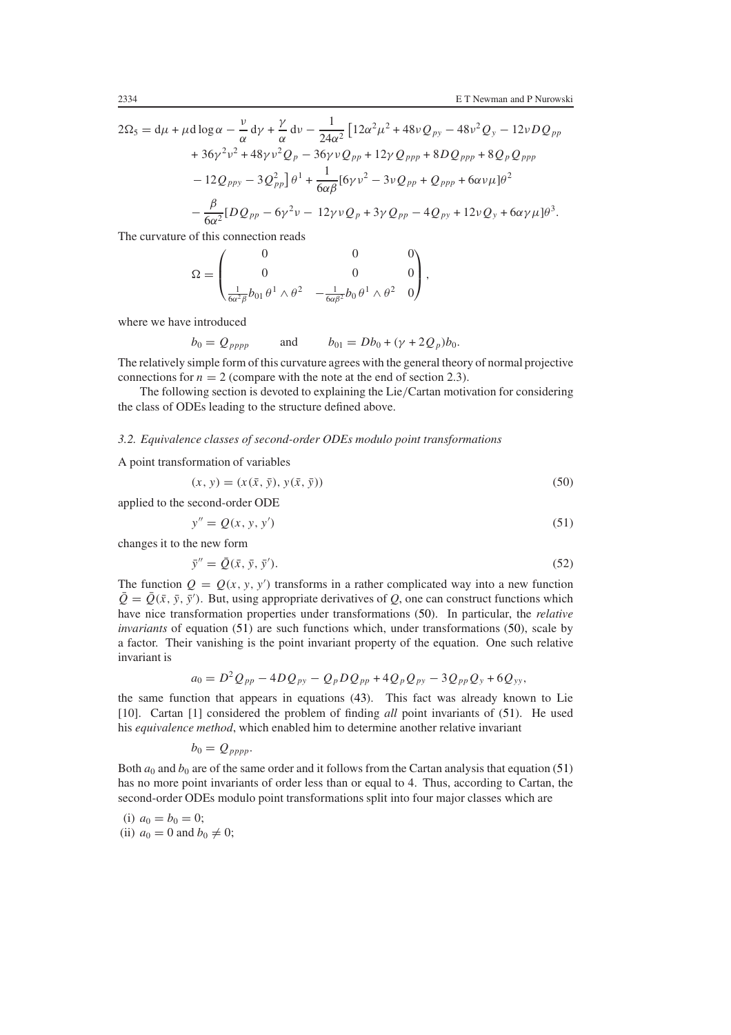$$
\begin{aligned}
2\Omega_5 = {} & \mathrm{d}\mu + \mu \mathrm{d}\log\alpha - \frac{\nu}{\alpha}\mathrm{d}\gamma + \frac{\gamma}{\alpha}\mathrm{d}\nu - \frac{1}{24\alpha^2}\big[12\alpha^2\mu^2 + 48\nu Q_{py} - 48\nu^2 Q_y - 12\nu D Q_{pp} \\
& + 36\gamma^2\nu^2 + 48\gamma\nu^2 Q_p - 36\gamma\nu Q_{pp} + 12\gamma Q_{ppp} + 8 D Q_{ppp} + 8 Q_p Q_{ppp} \\
& - 12 Q_{ppy} - 3Q_{pp}^2\big]\theta^1 + \frac{1}{6\alpha\beta}[6\gamma\nu^2 - 3\nu Q_{pp} + Q_{ppp} + 6\alpha\nu\mu]\theta^2 \\
& - \frac{\beta}{6\alpha^2}[D Q_{pp} - 6\gamma^2\nu - 12\gamma\nu Q_p + 3\gamma Q_{pp} - 4Q_{py} + 12\nu Q_y + 6\alpha\gamma\mu]\theta^3.
\end{aligned}
$$

The curvature of this connection reads

$$
\Omega = \begin{pmatrix} 0 & 0 & 0 \\ 0 & 0 & 0 \\ \frac{1}{6\alpha^2\beta} b_{01}\,\theta^1\wedge\theta^2 & -\frac{1}{6\alpha\beta^2} b_0\,\theta^1\wedge\theta^2 & 0 \end{pmatrix},
$$

where we have introduced

$$
b_0 = Q_{pppp} \qquad \text{and} \qquad b_{01} = D b_0 + (\gamma + 2Q_p) b_0.
$$

The relatively simple form of this curvature agrees with the general theory of normal projective connections for $n = 2$ (compare with the note at the end of section 2.3).

The following section is devoted to explaining the Lie/Cartan motivation for considering the class of ODEs leading to the structure defined above.

### *3.2. Equivalence classes of second-order ODEs modulo point transformations*

A point transformation of variables

$$
(x, y) = (x(\bar{x}, \bar{y}), y(\bar{x}, \bar{y})) \tag{50}
$$

applied to the second-order ODE

$$
y'' = Q(x, y, y') \tag{51}
$$

changes it to the new form

$$
\bar{y}'' = \bar{Q}(\bar{x}, \bar{y}, \bar{y}'). \tag{52}
$$

The function $Q = Q(x, y, y')$ transforms in a rather complicated way into a new function $\bar{Q} = \bar{Q}(\bar{x}, \bar{y}, \bar{y}')$. But, using appropriate derivatives of $Q$, one can construct functions which have nice transformation properties under transformations (50). In particular, the *relative invariants* of equation (51) are such functions which, under transformations (50), scale by a factor. Their vanishing is the point invariant property of the equation. One such relative invariant is

$$
a_0 = D^2 Q_{pp} - 4DQ_{py} - Q_p D Q_{pp} + 4Q_p Q_{py} - 3Q_{pp} Q_y + 6Q_{yy},
$$

the same function that appears in equations (43). This fact was already known to Lie [10]. Cartan [1] considered the problem of finding *all* point invariants of (51). He used his *equivalence method*, which enabled him to determine another relative invariant

$$
b_0 = Q_{pppp}.
$$

Both $a_0$ and $b_0$ are of the same order and it follows from the Cartan analysis that equation (51) has no more point invariants of order less than or equal to 4. Thus, according to Cartan, the second-order ODEs modulo point transformations split into four major classes which are

(i) $a_0 = b_0 = 0$;
(ii) $a_0 = 0$ and $b_0 \neq 0$;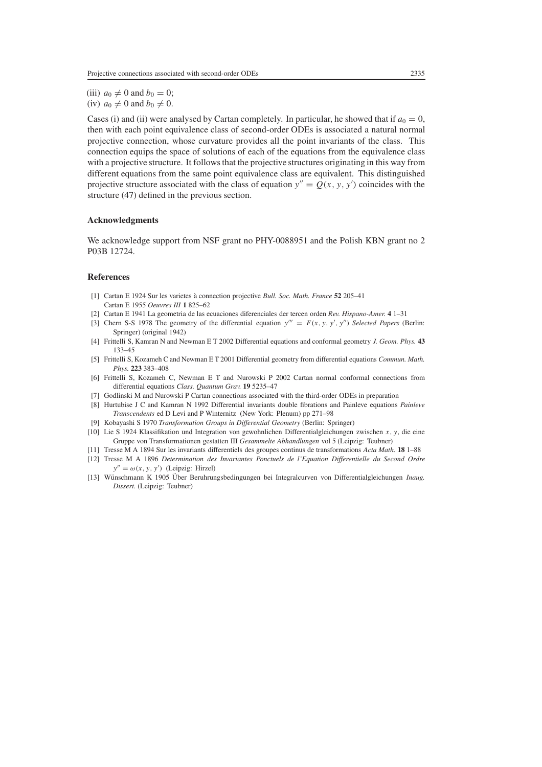(iii) $a_0 \neq 0$ and $b_0 = 0$;
(iv) $a_0 \neq 0$ and $b_0 \neq 0$.

Cases (i) and (ii) were analysed by Cartan completely. In particular, he showed that if $a_0 = 0$, then with each point equivalence class of second-order ODEs is associated a natural normal projective connection, whose curvature provides all the point invariants of the class. This connection equips the space of solutions of each of the equations from the equivalence class with a projective structure. It follows that the projective structures originating in this way from different equations from the same point equivalence class are equivalent. This distinguished projective structure associated with the class of equation $y'' = Q(x, y, y')$ coincides with the structure (47) defined in the previous section.

### Acknowledgments

We acknowledge support from NSF grant no PHY-0088951 and the Polish KBN grant no 2 P03B 12724.

### References

[1] Cartan E 1924 Sur les varietes à connection projective *Bull. Soc. Math. France* **52** 205–41
Cartan E 1955 *Oeuvres III* **1** 825–62

[2] Cartan E 1941 La geometria de las ecuaciones diferenciales der tercen orden *Rev. Hispano-Amer.* **4** 1–31

[3] Chern S-S 1978 The geometry of the differential equation $y''' = F(x, y, y', y'')$ *Selected Papers* (Berlin: Springer) (original 1942)

[4] Frittelli S, Kamran N and Newman E T 2002 Differential equations and conformal geometry *J. Geom. Phys.* **43** 133–45

[5] Frittelli S, Kozameh C and Newman E T 2001 Differential geometry from differential equations *Commun. Math. Phys.* **223** 383–408

[6] Frittelli S, Kozameh C, Newman E T and Nurowski P 2002 Cartan normal conformal connections from differential equations *Class. Quantum Grav.* **19** 5235–47

[7] Godlinski M and Nurowski P Cartan connections associated with the third-order ODEs in preparation

[8] Hurtubise J C and Kamran N 1992 Differential invariants double fibrations and Painleve equations *Painleve Transcendents* ed D Levi and P Winternitz (New York: Plenum) pp 271–98

[9] Kobayashi S 1970 *Transformation Groups in Differential Geometry* (Berlin: Springer)

[10] Lie S 1924 Klassifikation und Integration von gewohnlichen Differentialgleichungen zwischen $x, y$, die eine Gruppe von Transformationen gestatten III *Gesammelte Abhandlungen* vol 5 (Leipzig: Teubner)

[11] Tresse M A 1894 Sur les invariants differentiels des groupes continus de transformations *Acta Math.* **18** 1–88

[12] Tresse M A 1896 *Determination des Invariantes Ponctuels de l'Equation Differentielle du Second Ordre* $y'' = \omega(x, y, y')$ (Leipzig: Hirzel)

[13] Wünschmann K 1905 Über Beruhrungsbedingungen bei Integralcurven von Differentialgleichungen *Inaug. Dissert.* (Leipzig: Teubner)